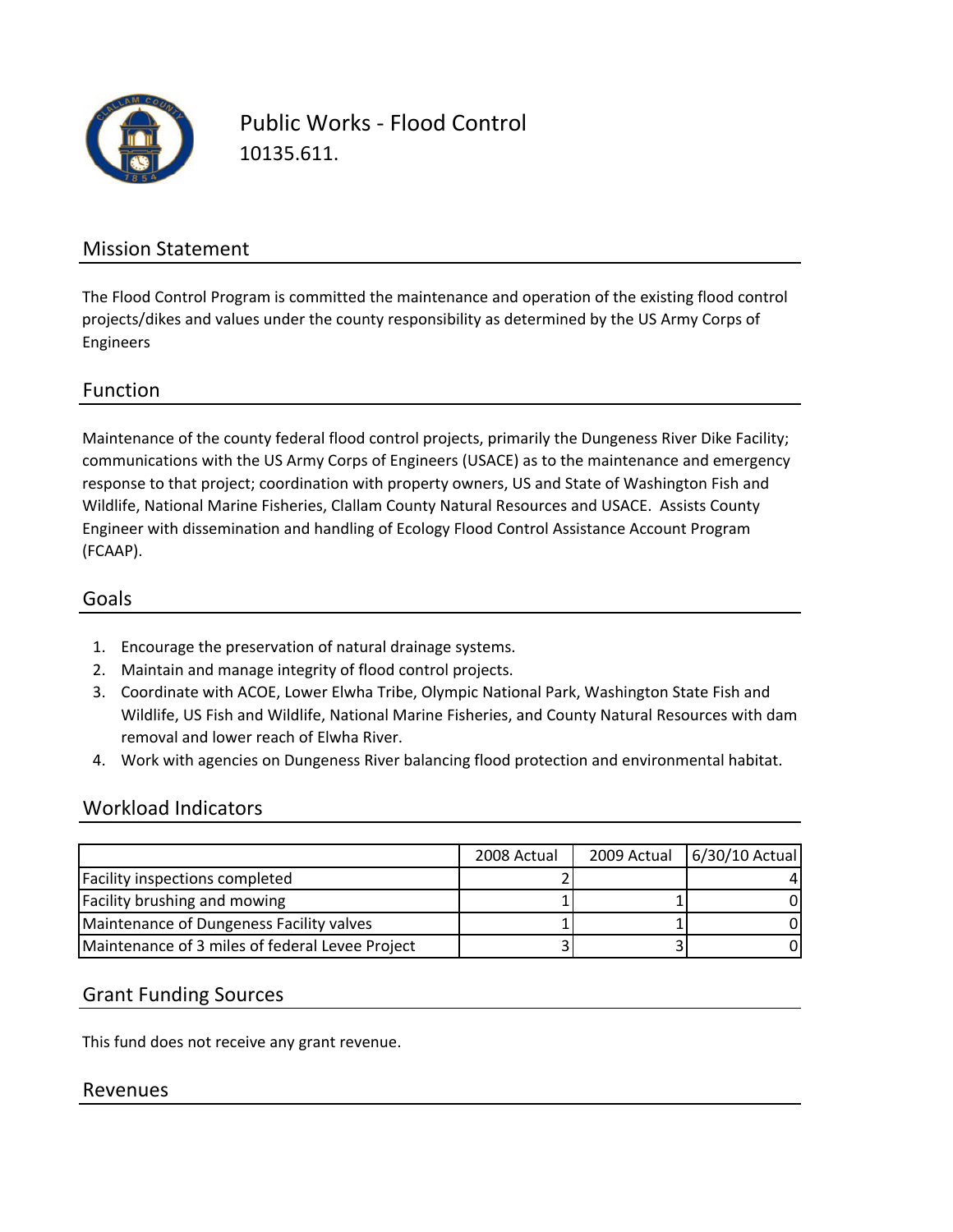# Public Works - Flood Control

10135.611.

## Mission Statement

The Flood Control Program is committed the maintenance and operation of the existing flood control projects/dikes and values under the county responsibility as determined by the US Army Corps of Engineers

## Function

Maintenance of the county federal flood control projects, primarily the Dungeness River Dike Facility; communications with the US Army Corps of Engineers (USACE) as to the maintenance and emergency response to that project; coordination with property owners, US and State of Washington Fish and Wildlife, National Marine Fisheries, Clallam County Natural Resources and USACE. Assists County Engineer with dissemination and handling of Ecology Flood Control Assistance Account Program (FCAAP).

## Goals

1. Encourage the preservation of natural drainage systems.
2. Maintain and manage integrity of flood control projects.
3. Coordinate with ACOE, Lower Elwha Tribe, Olympic National Park, Washington State Fish and Wildlife, US Fish and Wildlife, National Marine Fisheries, and County Natural Resources with dam removal and lower reach of Elwha River.
4. Work with agencies on Dungeness River balancing flood protection and environmental habitat.

## Workload Indicators

| | 2008 Actual | 2009 Actual | 6/30/10 Actual |
|---|---|---|---|
| Facility inspections completed | 2 | | 4 |
| Facility brushing and mowing | 1 | 1 | 0 |
| Maintenance of Dungeness Facility valves | 1 | 1 | 0 |
| Maintenance of 3 miles of federal Levee Project | 3 | 3 | 0 |

## Grant Funding Sources

This fund does not receive any grant revenue.

## Revenues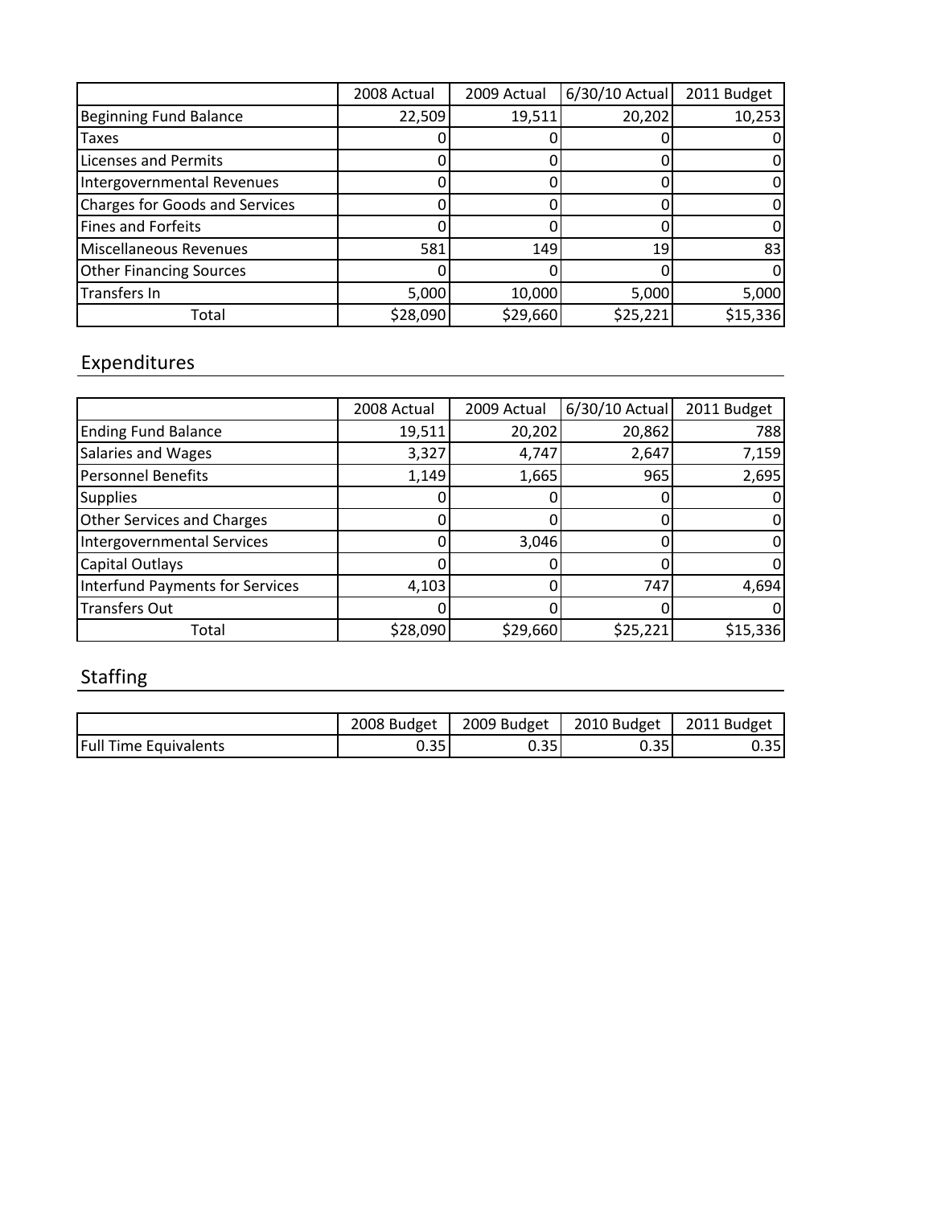| | 2008 Actual | 2009 Actual | 6/30/10 Actual | 2011 Budget |
|---|---|---|---|---|
| Beginning Fund Balance | 22,509 | 19,511 | 20,202 | 10,253 |
| Taxes | 0 | 0 | 0 | 0 |
| Licenses and Permits | 0 | 0 | 0 | 0 |
| Intergovernmental Revenues | 0 | 0 | 0 | 0 |
| Charges for Goods and Services | 0 | 0 | 0 | 0 |
| Fines and Forfeits | 0 | 0 | 0 | 0 |
| Miscellaneous Revenues | 581 | 149 | 19 | 83 |
| Other Financing Sources | 0 | 0 | 0 | 0 |
| Transfers In | 5,000 | 10,000 | 5,000 | 5,000 |
| Total | $28,090 | $29,660 | $25,221 | $15,336 |

## Expenditures

| | 2008 Actual | 2009 Actual | 6/30/10 Actual | 2011 Budget |
|---|---|---|---|---|
| Ending Fund Balance | 19,511 | 20,202 | 20,862 | 788 |
| Salaries and Wages | 3,327 | 4,747 | 2,647 | 7,159 |
| Personnel Benefits | 1,149 | 1,665 | 965 | 2,695 |
| Supplies | 0 | 0 | 0 | 0 |
| Other Services and Charges | 0 | 0 | 0 | 0 |
| Intergovernmental Services | 0 | 3,046 | 0 | 0 |
| Capital Outlays | 0 | 0 | 0 | 0 |
| Interfund Payments for Services | 4,103 | 0 | 747 | 4,694 |
| Transfers Out | 0 | 0 | 0 | 0 |
| Total | $28,090 | $29,660 | $25,221 | $15,336 |

## Staffing

| | 2008 Budget | 2009 Budget | 2010 Budget | 2011 Budget |
|---|---|---|---|---|
| Full Time Equivalents | 0.35 | 0.35 | 0.35 | 0.35 |